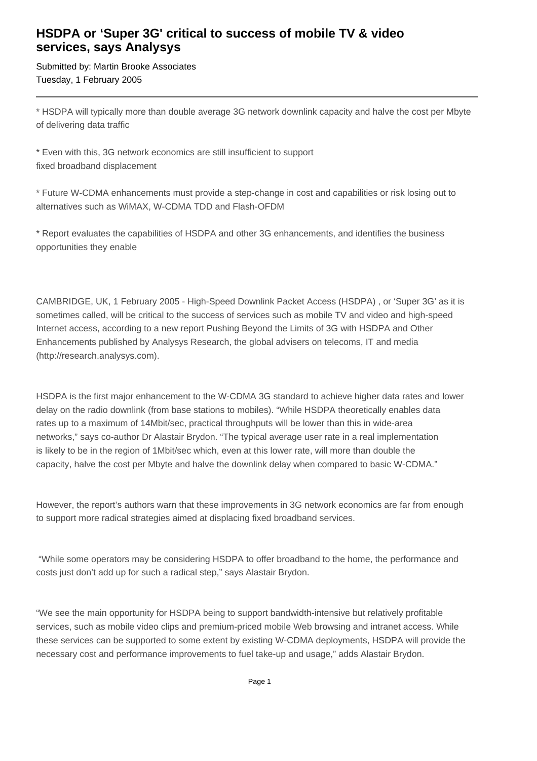# HSDPA or 'Super 3G' critical to success of mobile TV & video services, says Analysys

Submitted by: Martin Brooke Associates
Tuesday, 1 February 2005

---

* HSDPA will typically more than double average 3G network downlink capacity and halve the cost per Mbyte of delivering data traffic

* Even with this, 3G network economics are still insufficient to support fixed broadband displacement

* Future W-CDMA enhancements must provide a step-change in cost and capabilities or risk losing out to alternatives such as WiMAX, W-CDMA TDD and Flash-OFDM

* Report evaluates the capabilities of HSDPA and other 3G enhancements, and identifies the business opportunities they enable

CAMBRIDGE, UK, 1 February 2005 - High-Speed Downlink Packet Access (HSDPA) , or 'Super 3G' as it is sometimes called, will be critical to the success of services such as mobile TV and video and high-speed Internet access, according to a new report Pushing Beyond the Limits of 3G with HSDPA and Other Enhancements published by Analysys Research, the global advisers on telecoms, IT and media (http://research.analysys.com).

HSDPA is the first major enhancement to the W-CDMA 3G standard to achieve higher data rates and lower delay on the radio downlink (from base stations to mobiles). "While HSDPA theoretically enables data rates up to a maximum of 14Mbit/sec, practical throughputs will be lower than this in wide-area networks," says co-author Dr Alastair Brydon. "The typical average user rate in a real implementation is likely to be in the region of 1Mbit/sec which, even at this lower rate, will more than double the capacity, halve the cost per Mbyte and halve the downlink delay when compared to basic W-CDMA."

However, the report's authors warn that these improvements in 3G network economics are far from enough to support more radical strategies aimed at displacing fixed broadband services.

"While some operators may be considering HSDPA to offer broadband to the home, the performance and costs just don't add up for such a radical step," says Alastair Brydon.

"We see the main opportunity for HSDPA being to support bandwidth-intensive but relatively profitable services, such as mobile video clips and premium-priced mobile Web browsing and intranet access. While these services can be supported to some extent by existing W-CDMA deployments, HSDPA will provide the necessary cost and performance improvements to fuel take-up and usage," adds Alastair Brydon.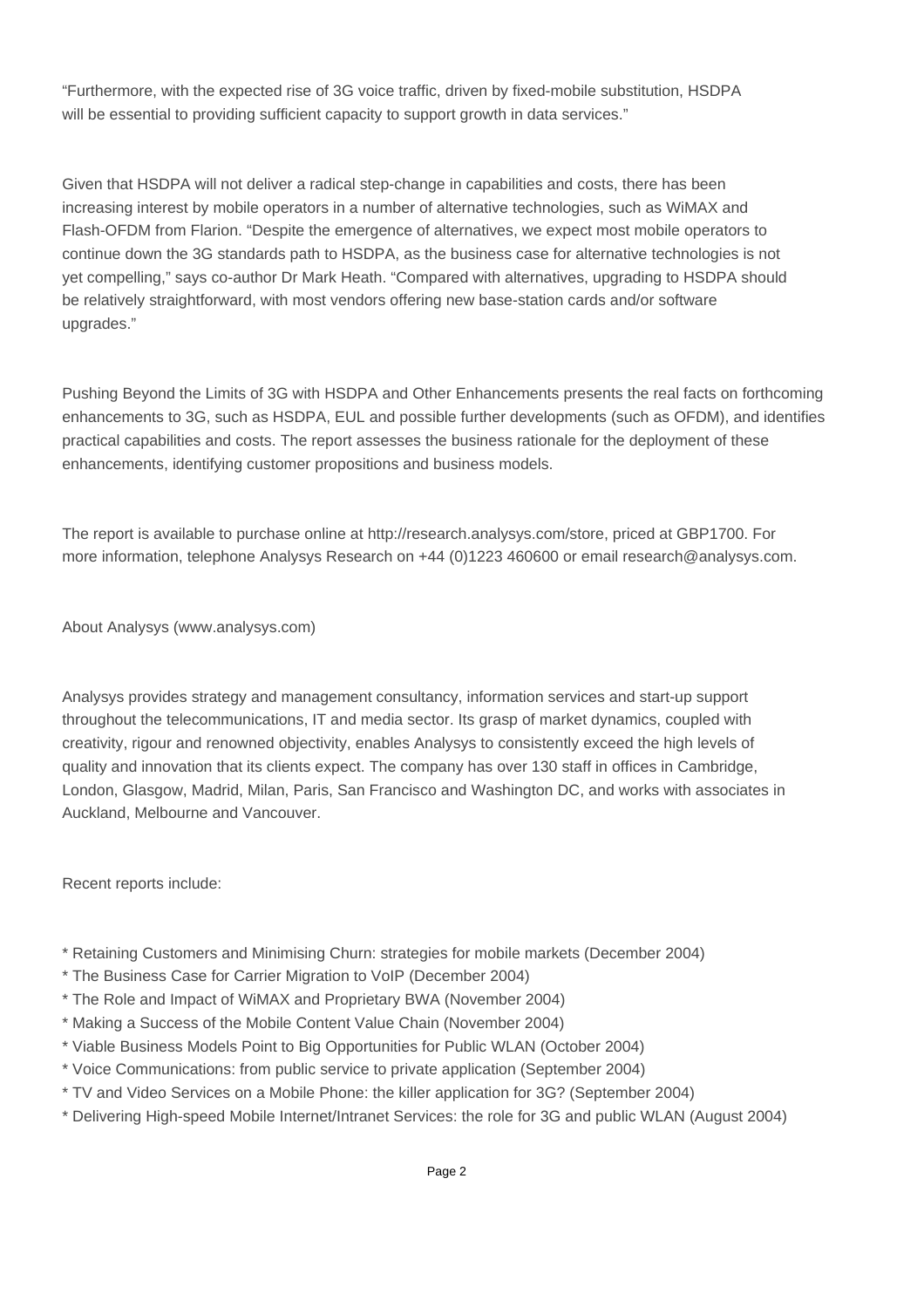“Furthermore, with the expected rise of 3G voice traffic, driven by fixed-mobile substitution, HSDPA will be essential to providing sufficient capacity to support growth in data services.”

Given that HSDPA will not deliver a radical step-change in capabilities and costs, there has been increasing interest by mobile operators in a number of alternative technologies, such as WiMAX and Flash-OFDM from Flarion. “Despite the emergence of alternatives, we expect most mobile operators to continue down the 3G standards path to HSDPA, as the business case for alternative technologies is not yet compelling,” says co-author Dr Mark Heath. “Compared with alternatives, upgrading to HSDPA should be relatively straightforward, with most vendors offering new base-station cards and/or software upgrades.”

Pushing Beyond the Limits of 3G with HSDPA and Other Enhancements presents the real facts on forthcoming enhancements to 3G, such as HSDPA, EUL and possible further developments (such as OFDM), and identifies practical capabilities and costs. The report assesses the business rationale for the deployment of these enhancements, identifying customer propositions and business models.

The report is available to purchase online at http://research.analysys.com/store, priced at GBP1700. For more information, telephone Analysys Research on +44 (0)1223 460600 or email research@analysys.com.

About Analysys (www.analysys.com)

Analysys provides strategy and management consultancy, information services and start-up support throughout the telecommunications, IT and media sector. Its grasp of market dynamics, coupled with creativity, rigour and renowned objectivity, enables Analysys to consistently exceed the high levels of quality and innovation that its clients expect. The company has over 130 staff in offices in Cambridge, London, Glasgow, Madrid, Milan, Paris, San Francisco and Washington DC, and works with associates in Auckland, Melbourne and Vancouver.

Recent reports include:

* Retaining Customers and Minimising Churn: strategies for mobile markets (December 2004)
* The Business Case for Carrier Migration to VoIP (December 2004)
* The Role and Impact of WiMAX and Proprietary BWA (November 2004)
* Making a Success of the Mobile Content Value Chain (November 2004)
* Viable Business Models Point to Big Opportunities for Public WLAN (October 2004)
* Voice Communications: from public service to private application (September 2004)
* TV and Video Services on a Mobile Phone: the killer application for 3G? (September 2004)
* Delivering High-speed Mobile Internet/Intranet Services: the role for 3G and public WLAN (August 2004)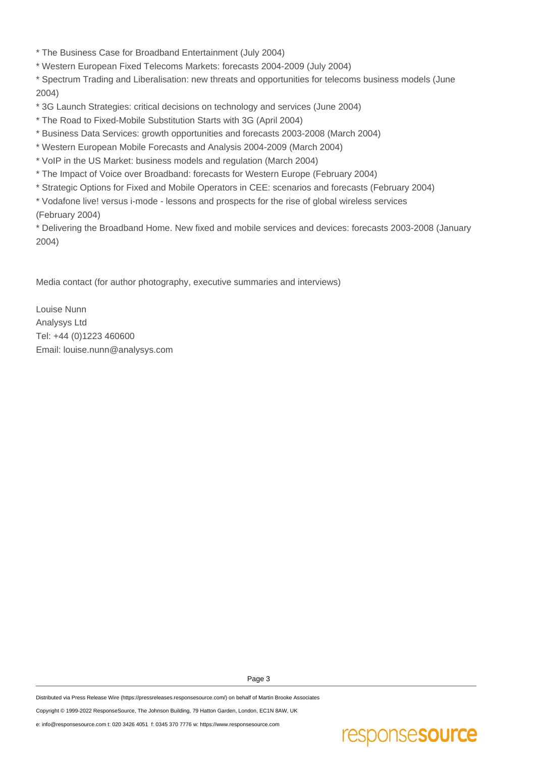* The Business Case for Broadband Entertainment (July 2004)

* Western European Fixed Telecoms Markets: forecasts 2004-2009 (July 2004)

* Spectrum Trading and Liberalisation: new threats and opportunities for telecoms business models (June 2004)

* 3G Launch Strategies: critical decisions on technology and services (June 2004)

* The Road to Fixed-Mobile Substitution Starts with 3G (April 2004)

* Business Data Services: growth opportunities and forecasts 2003-2008 (March 2004)

* Western European Mobile Forecasts and Analysis 2004-2009 (March 2004)

* VoIP in the US Market: business models and regulation (March 2004)

* The Impact of Voice over Broadband: forecasts for Western Europe (February 2004)

* Strategic Options for Fixed and Mobile Operators in CEE: scenarios and forecasts (February 2004)

* Vodafone live! versus i-mode - lessons and prospects for the rise of global wireless services (February 2004)

* Delivering the Broadband Home. New fixed and mobile services and devices: forecasts 2003-2008 (January 2004)

Media contact (for author photography, executive summaries and interviews)

Louise Nunn
Analysys Ltd
Tel: +44 (0)1223 460600
Email: louise.nunn@analysys.com